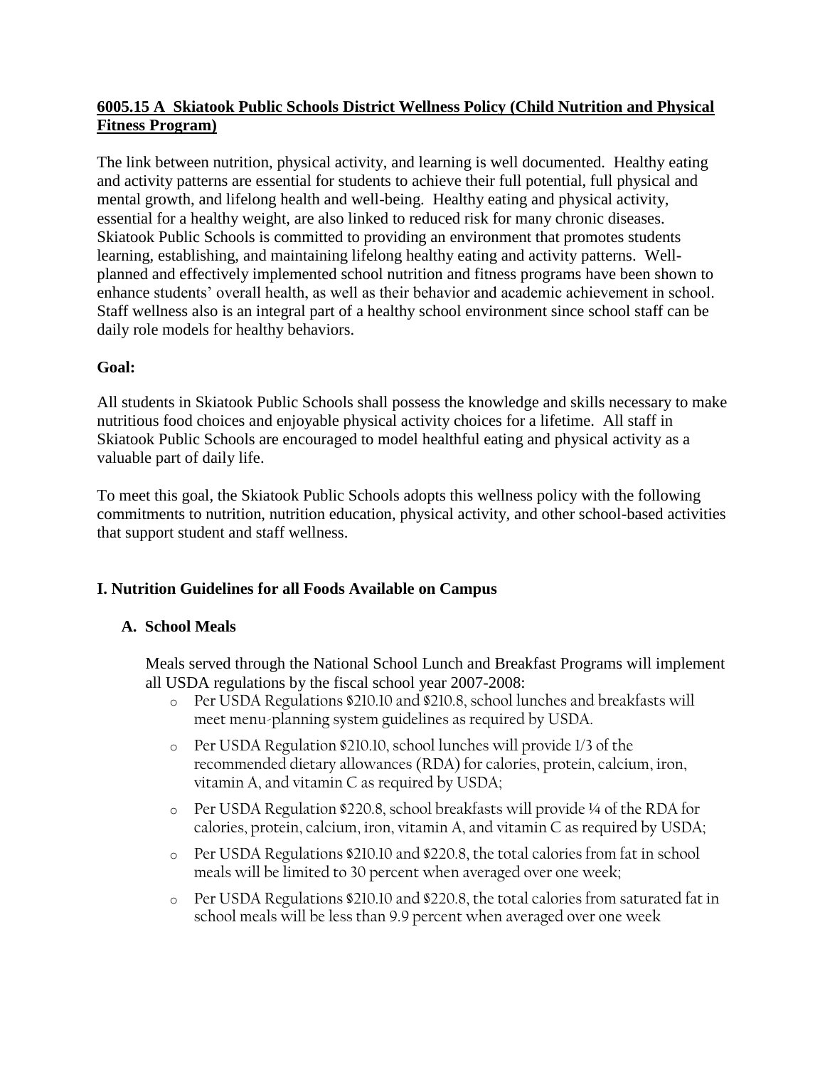## 6005.15 A Skiatook Public Schools District Wellness Policy (Child Nutrition and Physical Fitness Program)

The link between nutrition, physical activity, and learning is well documented. Healthy eating and activity patterns are essential for students to achieve their full potential, full physical and mental growth, and lifelong health and well-being. Healthy eating and physical activity, essential for a healthy weight, are also linked to reduced risk for many chronic diseases. Skiatook Public Schools is committed to providing an environment that promotes students learning, establishing, and maintaining lifelong healthy eating and activity patterns. Well-planned and effectively implemented school nutrition and fitness programs have been shown to enhance students' overall health, as well as their behavior and academic achievement in school. Staff wellness also is an integral part of a healthy school environment since school staff can be daily role models for healthy behaviors.

**Goal:**

All students in Skiatook Public Schools shall possess the knowledge and skills necessary to make nutritious food choices and enjoyable physical activity choices for a lifetime. All staff in Skiatook Public Schools are encouraged to model healthful eating and physical activity as a valuable part of daily life.

To meet this goal, the Skiatook Public Schools adopts this wellness policy with the following commitments to nutrition, nutrition education, physical activity, and other school-based activities that support student and staff wellness.

### I. Nutrition Guidelines for all Foods Available on Campus

#### A. School Meals

Meals served through the National School Lunch and Breakfast Programs will implement all USDA regulations by the fiscal school year 2007-2008:

- Per USDA Regulations §210.10 and §210.8, school lunches and breakfasts will meet menu-planning system guidelines as required by USDA.
- Per USDA Regulation §210.10, school lunches will provide 1/3 of the recommended dietary allowances (RDA) for calories, protein, calcium, iron, vitamin A, and vitamin C as required by USDA;
- Per USDA Regulation §220.8, school breakfasts will provide ¼ of the RDA for calories, protein, calcium, iron, vitamin A, and vitamin C as required by USDA;
- Per USDA Regulations §210.10 and §220.8, the total calories from fat in school meals will be limited to 30 percent when averaged over one week;
- Per USDA Regulations §210.10 and §220.8, the total calories from saturated fat in school meals will be less than 9.9 percent when averaged over one week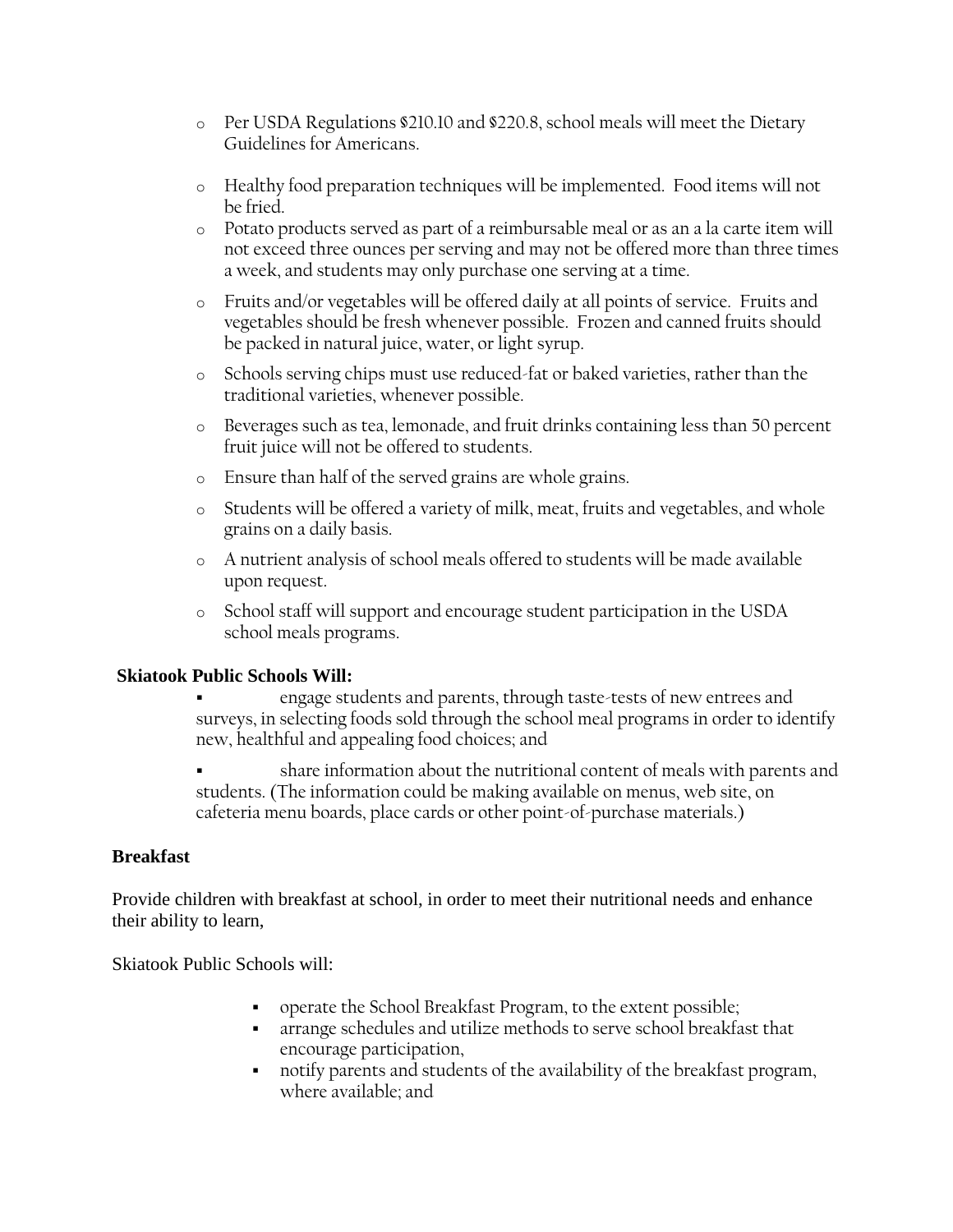- Per USDA Regulations §210.10 and §220.8, school meals will meet the Dietary Guidelines for Americans.
- Healthy food preparation techniques will be implemented. Food items will not be fried.
- Potato products served as part of a reimbursable meal or as an a la carte item will not exceed three ounces per serving and may not be offered more than three times a week, and students may only purchase one serving at a time.
- Fruits and/or vegetables will be offered daily at all points of service. Fruits and vegetables should be fresh whenever possible. Frozen and canned fruits should be packed in natural juice, water, or light syrup.
- Schools serving chips must use reduced-fat or baked varieties, rather than the traditional varieties, whenever possible.
- Beverages such as tea, lemonade, and fruit drinks containing less than 50 percent fruit juice will not be offered to students.
- Ensure than half of the served grains are whole grains.
- Students will be offered a variety of milk, meat, fruits and vegetables, and whole grains on a daily basis.
- A nutrient analysis of school meals offered to students will be made available upon request.
- School staff will support and encourage student participation in the USDA school meals programs.

**Skiatook Public Schools Will:**

- engage students and parents, through taste-tests of new entrees and surveys, in selecting foods sold through the school meal programs in order to identify new, healthful and appealing food choices; and
- share information about the nutritional content of meals with parents and students. (The information could be making available on menus, web site, on cafeteria menu boards, place cards or other point-of-purchase materials.)

**Breakfast**

Provide children with breakfast at school, in order to meet their nutritional needs and enhance their ability to learn,

Skiatook Public Schools will:

- operate the School Breakfast Program, to the extent possible;
- arrange schedules and utilize methods to serve school breakfast that encourage participation,
- notify parents and students of the availability of the breakfast program, where available; and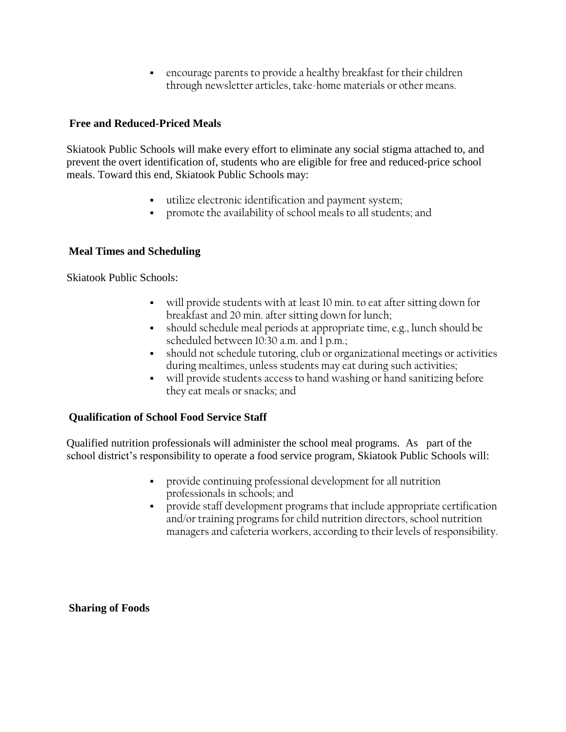- encourage parents to provide a healthy breakfast for their children through newsletter articles, take-home materials or other means.

### Free and Reduced-Priced Meals

Skiatook Public Schools will make every effort to eliminate any social stigma attached to, and prevent the overt identification of, students who are eligible for free and reduced-price school meals. Toward this end, Skiatook Public Schools may:

- utilize electronic identification and payment system;
- promote the availability of school meals to all students; and

### Meal Times and Scheduling

Skiatook Public Schools:

- will provide students with at least 10 min. to eat after sitting down for breakfast and 20 min. after sitting down for lunch;
- should schedule meal periods at appropriate time, e.g., lunch should be scheduled between 10:30 a.m. and 1 p.m.;
- should not schedule tutoring, club or organizational meetings or activities during mealtimes, unless students may eat during such activities;
- will provide students access to hand washing or hand sanitizing before they eat meals or snacks; and

### Qualification of School Food Service Staff

Qualified nutrition professionals will administer the school meal programs. As part of the school district's responsibility to operate a food service program, Skiatook Public Schools will:

- provide continuing professional development for all nutrition professionals in schools; and
- provide staff development programs that include appropriate certification and/or training programs for child nutrition directors, school nutrition managers and cafeteria workers, according to their levels of responsibility.

### Sharing of Foods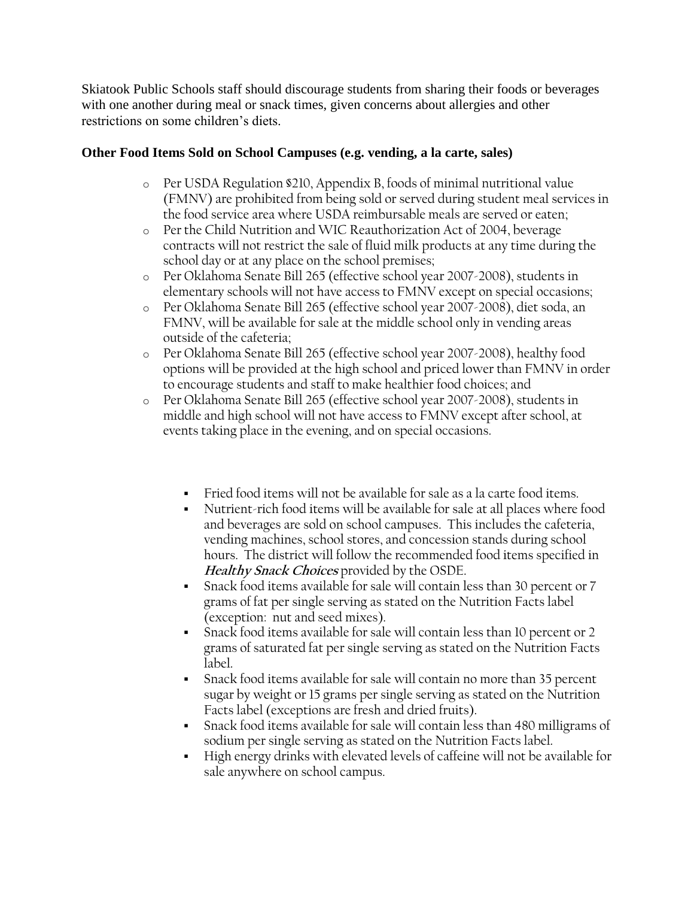Skiatook Public Schools staff should discourage students from sharing their foods or beverages with one another during meal or snack times, given concerns about allergies and other restrictions on some children's diets.

**Other Food Items Sold on School Campuses (e.g. vending, a la carte, sales)**

- Per USDA Regulation §210, Appendix B, foods of minimal nutritional value (FMNV) are prohibited from being sold or served during student meal services in the food service area where USDA reimbursable meals are served or eaten;
- Per the Child Nutrition and WIC Reauthorization Act of 2004, beverage contracts will not restrict the sale of fluid milk products at any time during the school day or at any place on the school premises;
- Per Oklahoma Senate Bill 265 (effective school year 2007-2008), students in elementary schools will not have access to FMNV except on special occasions;
- Per Oklahoma Senate Bill 265 (effective school year 2007-2008), diet soda, an FMNV, will be available for sale at the middle school only in vending areas outside of the cafeteria;
- Per Oklahoma Senate Bill 265 (effective school year 2007-2008), healthy food options will be provided at the high school and priced lower than FMNV in order to encourage students and staff to make healthier food choices; and
- Per Oklahoma Senate Bill 265 (effective school year 2007-2008), students in middle and high school will not have access to FMNV except after school, at events taking place in the evening, and on special occasions.

  - Fried food items will not be available for sale as a la carte food items.
  - Nutrient-rich food items will be available for sale at all places where food and beverages are sold on school campuses. This includes the cafeteria, vending machines, school stores, and concession stands during school hours. The district will follow the recommended food items specified in ***Healthy Snack Choices*** provided by the OSDE.
  - Snack food items available for sale will contain less than 30 percent or 7 grams of fat per single serving as stated on the Nutrition Facts label (exception: nut and seed mixes).
  - Snack food items available for sale will contain less than 10 percent or 2 grams of saturated fat per single serving as stated on the Nutrition Facts label.
  - Snack food items available for sale will contain no more than 35 percent sugar by weight or 15 grams per single serving as stated on the Nutrition Facts label (exceptions are fresh and dried fruits).
  - Snack food items available for sale will contain less than 480 milligrams of sodium per single serving as stated on the Nutrition Facts label.
  - High energy drinks with elevated levels of caffeine will not be available for sale anywhere on school campus.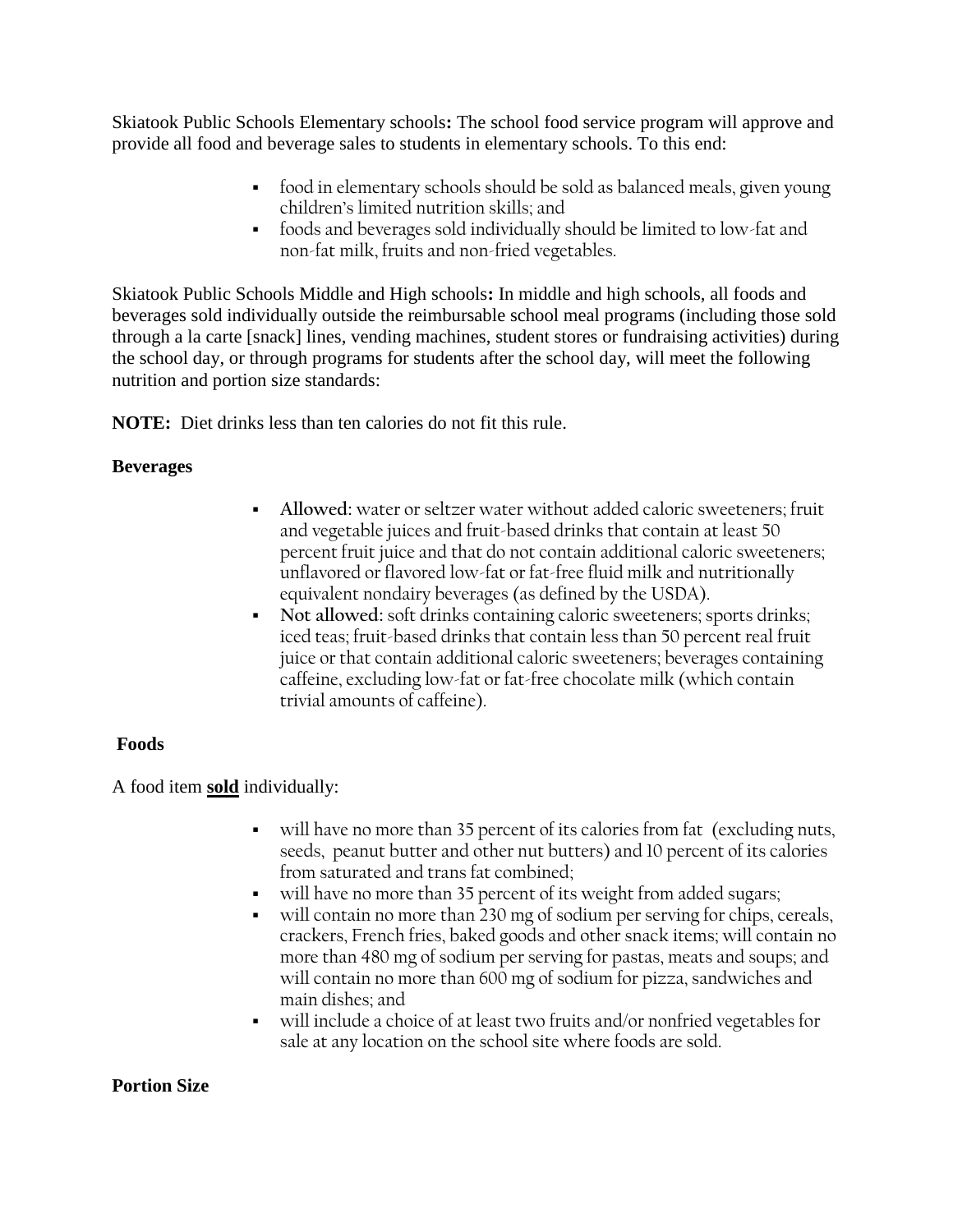Skiatook Public Schools Elementary schools**:** The school food service program will approve and provide all food and beverage sales to students in elementary schools. To this end:

- food in elementary schools should be sold as balanced meals, given young children's limited nutrition skills; and
- foods and beverages sold individually should be limited to low-fat and non-fat milk, fruits and non-fried vegetables.

Skiatook Public Schools Middle and High schools**:** In middle and high schools, all foods and beverages sold individually outside the reimbursable school meal programs (including those sold through a la carte [snack] lines, vending machines, student stores or fundraising activities) during the school day, or through programs for students after the school day, will meet the following nutrition and portion size standards:

**NOTE:** Diet drinks less than ten calories do not fit this rule.

**Beverages**

- **Allowed:** water or seltzer water without added caloric sweeteners; fruit and vegetable juices and fruit-based drinks that contain at least 50 percent fruit juice and that do not contain additional caloric sweeteners; unflavored or flavored low-fat or fat-free fluid milk and nutritionally equivalent nondairy beverages (as defined by the USDA).
- **Not allowed:** soft drinks containing caloric sweeteners; sports drinks; iced teas; fruit-based drinks that contain less than 50 percent real fruit juice or that contain additional caloric sweeteners; beverages containing caffeine, excluding low-fat or fat-free chocolate milk (which contain trivial amounts of caffeine).

**Foods**

A food item **sold** individually:

- will have no more than 35 percent of its calories from fat (excluding nuts, seeds, peanut butter and other nut butters) and 10 percent of its calories from saturated and trans fat combined;
- will have no more than 35 percent of its weight from added sugars;
- will contain no more than 230 mg of sodium per serving for chips, cereals, crackers, French fries, baked goods and other snack items; will contain no more than 480 mg of sodium per serving for pastas, meats and soups; and will contain no more than 600 mg of sodium for pizza, sandwiches and main dishes; and
- will include a choice of at least two fruits and/or nonfried vegetables for sale at any location on the school site where foods are sold.

**Portion Size**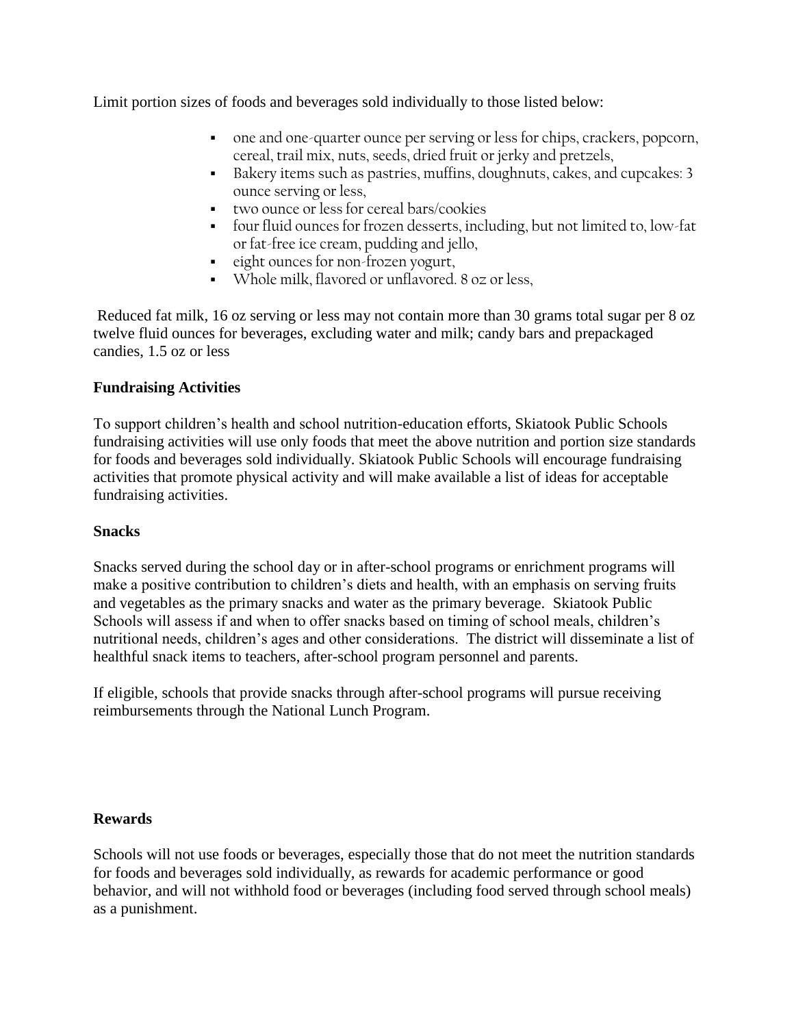Limit portion sizes of foods and beverages sold individually to those listed below:

- one and one-quarter ounce per serving or less for chips, crackers, popcorn, cereal, trail mix, nuts, seeds, dried fruit or jerky and pretzels,
- Bakery items such as pastries, muffins, doughnuts, cakes, and cupcakes: 3 ounce serving or less,
- two ounce or less for cereal bars/cookies
- four fluid ounces for frozen desserts, including, but not limited to, low-fat or fat-free ice cream, pudding and jello,
- eight ounces for non-frozen yogurt,
- Whole milk, flavored or unflavored. 8 oz or less,

Reduced fat milk, 16 oz serving or less may not contain more than 30 grams total sugar per 8 oz twelve fluid ounces for beverages, excluding water and milk; candy bars and prepackaged candies, 1.5 oz or less

**Fundraising Activities**

To support children's health and school nutrition-education efforts, Skiatook Public Schools fundraising activities will use only foods that meet the above nutrition and portion size standards for foods and beverages sold individually. Skiatook Public Schools will encourage fundraising activities that promote physical activity and will make available a list of ideas for acceptable fundraising activities.

**Snacks**

Snacks served during the school day or in after-school programs or enrichment programs will make a positive contribution to children's diets and health, with an emphasis on serving fruits and vegetables as the primary snacks and water as the primary beverage. Skiatook Public Schools will assess if and when to offer snacks based on timing of school meals, children's nutritional needs, children's ages and other considerations. The district will disseminate a list of healthful snack items to teachers, after-school program personnel and parents.

If eligible, schools that provide snacks through after-school programs will pursue receiving reimbursements through the National Lunch Program.

**Rewards**

Schools will not use foods or beverages, especially those that do not meet the nutrition standards for foods and beverages sold individually, as rewards for academic performance or good behavior, and will not withhold food or beverages (including food served through school meals) as a punishment.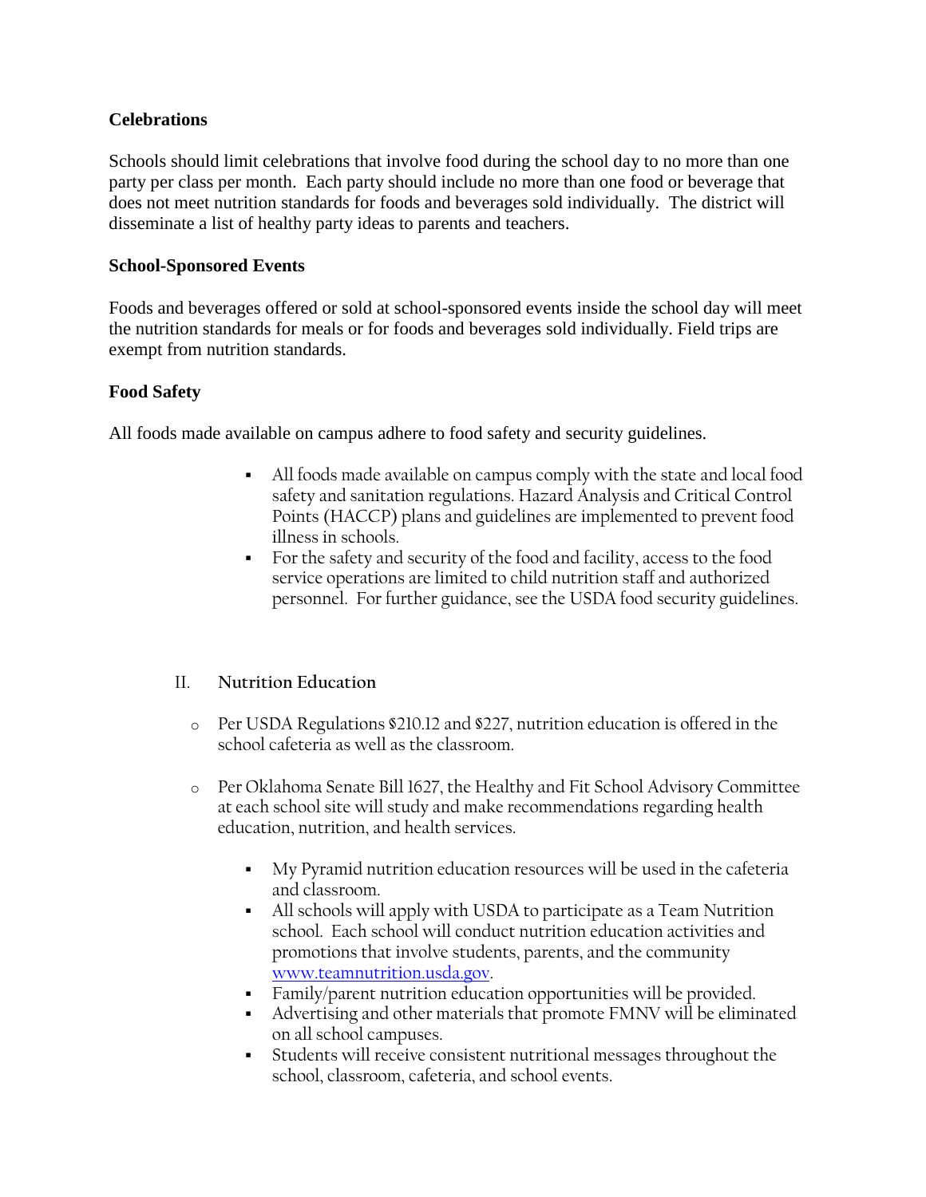**Celebrations**

Schools should limit celebrations that involve food during the school day to no more than one party per class per month. Each party should include no more than one food or beverage that does not meet nutrition standards for foods and beverages sold individually. The district will disseminate a list of healthy party ideas to parents and teachers.

**School-Sponsored Events**

Foods and beverages offered or sold at school-sponsored events inside the school day will meet the nutrition standards for meals or for foods and beverages sold individually. Field trips are exempt from nutrition standards.

**Food Safety**

All foods made available on campus adhere to food safety and security guidelines.

- All foods made available on campus comply with the state and local food safety and sanitation regulations. Hazard Analysis and Critical Control Points (HACCP) plans and guidelines are implemented to prevent food illness in schools.
- For the safety and security of the food and facility, access to the food service operations are limited to child nutrition staff and authorized personnel. For further guidance, see the USDA food security guidelines.

## II. Nutrition Education

- Per USDA Regulations §210.12 and §227, nutrition education is offered in the school cafeteria as well as the classroom.

- Per Oklahoma Senate Bill 1627, the Healthy and Fit School Advisory Committee at each school site will study and make recommendations regarding health education, nutrition, and health services.

  - My Pyramid nutrition education resources will be used in the cafeteria and classroom.
  - All schools will apply with USDA to participate as a Team Nutrition school. Each school will conduct nutrition education activities and promotions that involve students, parents, and the community www.teamnutrition.usda.gov.
  - Family/parent nutrition education opportunities will be provided.
  - Advertising and other materials that promote FMNV will be eliminated on all school campuses.
  - Students will receive consistent nutritional messages throughout the school, classroom, cafeteria, and school events.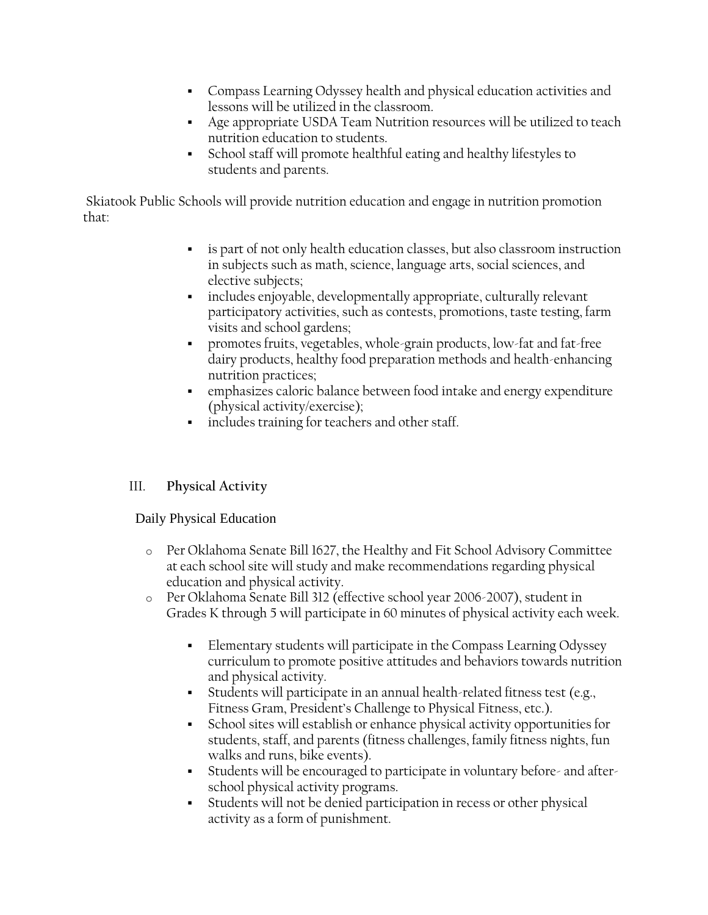- Compass Learning Odyssey health and physical education activities and lessons will be utilized in the classroom.
- Age appropriate USDA Team Nutrition resources will be utilized to teach nutrition education to students.
- School staff will promote healthful eating and healthy lifestyles to students and parents.

Skiatook Public Schools will provide nutrition education and engage in nutrition promotion that:

- is part of not only health education classes, but also classroom instruction in subjects such as math, science, language arts, social sciences, and elective subjects;
- includes enjoyable, developmentally appropriate, culturally relevant participatory activities, such as contests, promotions, taste testing, farm visits and school gardens;
- promotes fruits, vegetables, whole-grain products, low-fat and fat-free dairy products, healthy food preparation methods and health-enhancing nutrition practices;
- emphasizes caloric balance between food intake and energy expenditure (physical activity/exercise);
- includes training for teachers and other staff.

## III. **Physical Activity**

### Daily Physical Education

- Per Oklahoma Senate Bill 1627, the Healthy and Fit School Advisory Committee at each school site will study and make recommendations regarding physical education and physical activity.
- Per Oklahoma Senate Bill 312 (effective school year 2006-2007), student in Grades K through 5 will participate in 60 minutes of physical activity each week.

  - Elementary students will participate in the Compass Learning Odyssey curriculum to promote positive attitudes and behaviors towards nutrition and physical activity.
  - Students will participate in an annual health-related fitness test (e.g., Fitness Gram, President's Challenge to Physical Fitness, etc.).
  - School sites will establish or enhance physical activity opportunities for students, staff, and parents (fitness challenges, family fitness nights, fun walks and runs, bike events).
  - Students will be encouraged to participate in voluntary before- and after-school physical activity programs.
  - Students will not be denied participation in recess or other physical activity as a form of punishment.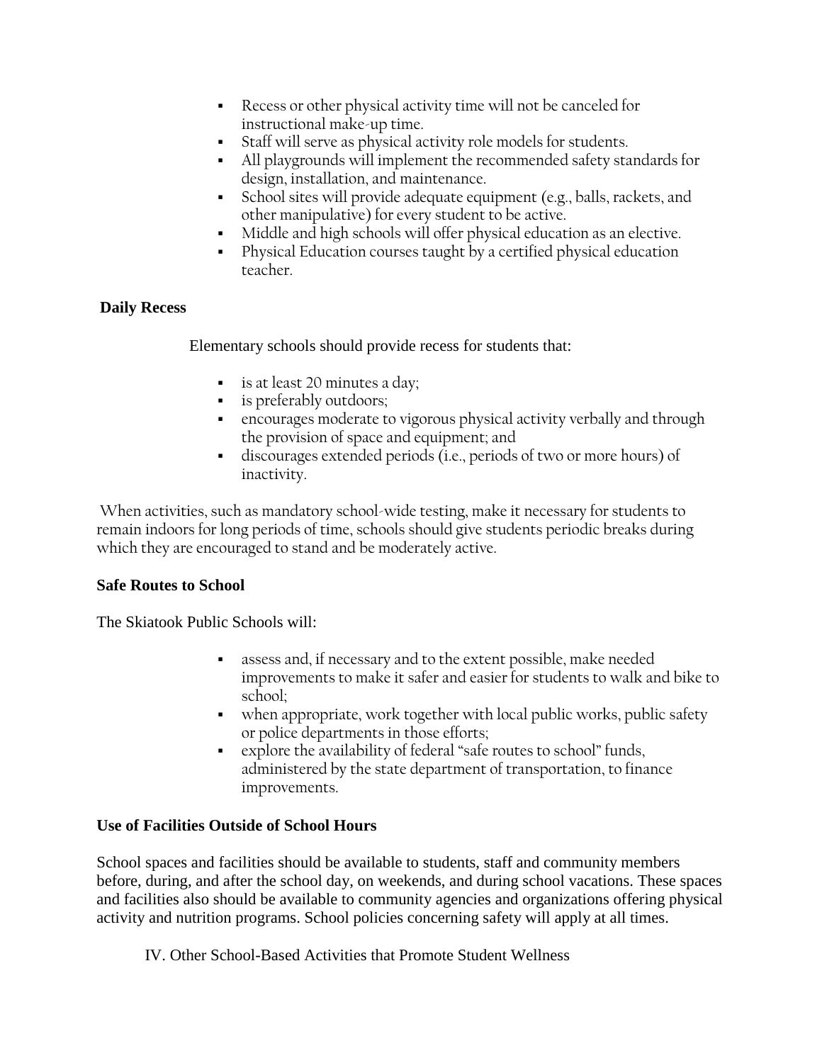- Recess or other physical activity time will not be canceled for instructional make-up time.
- Staff will serve as physical activity role models for students.
- All playgrounds will implement the recommended safety standards for design, installation, and maintenance.
- School sites will provide adequate equipment (e.g., balls, rackets, and other manipulative) for every student to be active.
- Middle and high schools will offer physical education as an elective.
- Physical Education courses taught by a certified physical education teacher.

**Daily Recess**

Elementary schools should provide recess for students that:

- is at least 20 minutes a day;
- is preferably outdoors;
- encourages moderate to vigorous physical activity verbally and through the provision of space and equipment; and
- discourages extended periods (i.e., periods of two or more hours) of inactivity.

When activities, such as mandatory school-wide testing, make it necessary for students to remain indoors for long periods of time, schools should give students periodic breaks during which they are encouraged to stand and be moderately active.

**Safe Routes to School**

The Skiatook Public Schools will:

- assess and, if necessary and to the extent possible, make needed improvements to make it safer and easier for students to walk and bike to school;
- when appropriate, work together with local public works, public safety or police departments in those efforts;
- explore the availability of federal "safe routes to school" funds, administered by the state department of transportation, to finance improvements.

**Use of Facilities Outside of School Hours**

School spaces and facilities should be available to students, staff and community members before, during, and after the school day, on weekends, and during school vacations. These spaces and facilities also should be available to community agencies and organizations offering physical activity and nutrition programs. School policies concerning safety will apply at all times.

IV. Other School-Based Activities that Promote Student Wellness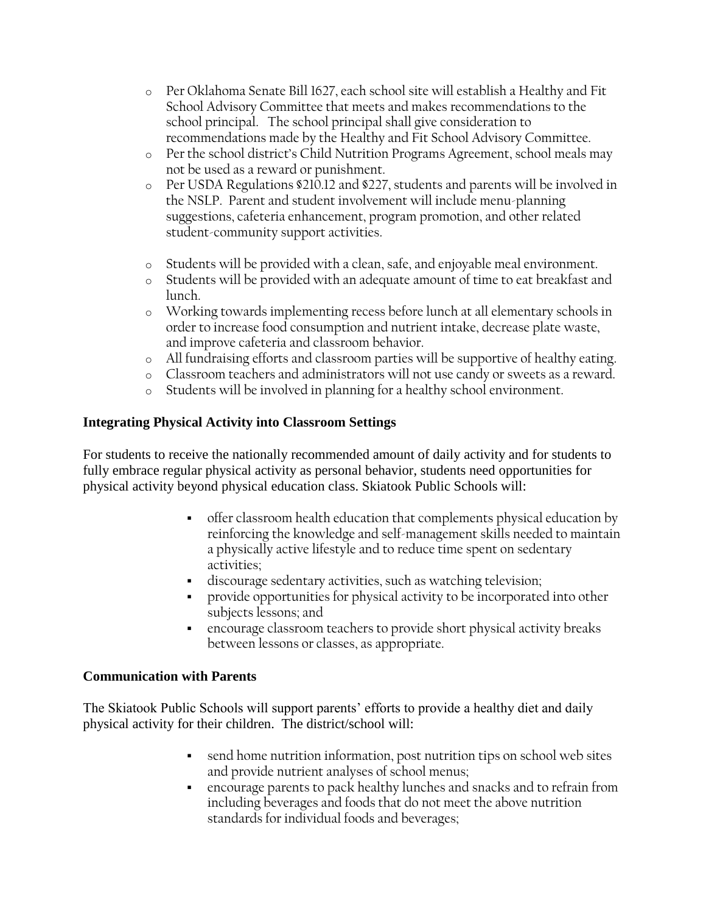- Per Oklahoma Senate Bill 1627, each school site will establish a Healthy and Fit School Advisory Committee that meets and makes recommendations to the school principal. The school principal shall give consideration to recommendations made by the Healthy and Fit School Advisory Committee.
- Per the school district's Child Nutrition Programs Agreement, school meals may not be used as a reward or punishment.
- Per USDA Regulations §210.12 and §227, students and parents will be involved in the NSLP. Parent and student involvement will include menu-planning suggestions, cafeteria enhancement, program promotion, and other related student-community support activities.

- Students will be provided with a clean, safe, and enjoyable meal environment.
- Students will be provided with an adequate amount of time to eat breakfast and lunch.
- Working towards implementing recess before lunch at all elementary schools in order to increase food consumption and nutrient intake, decrease plate waste, and improve cafeteria and classroom behavior.
- All fundraising efforts and classroom parties will be supportive of healthy eating.
- Classroom teachers and administrators will not use candy or sweets as a reward.
- Students will be involved in planning for a healthy school environment.

**Integrating Physical Activity into Classroom Settings**

For students to receive the nationally recommended amount of daily activity and for students to fully embrace regular physical activity as personal behavior, students need opportunities for physical activity beyond physical education class. Skiatook Public Schools will:

- offer classroom health education that complements physical education by reinforcing the knowledge and self-management skills needed to maintain a physically active lifestyle and to reduce time spent on sedentary activities;
- discourage sedentary activities, such as watching television;
- provide opportunities for physical activity to be incorporated into other subjects lessons; and
- encourage classroom teachers to provide short physical activity breaks between lessons or classes, as appropriate.

**Communication with Parents**

The Skiatook Public Schools will support parents' efforts to provide a healthy diet and daily physical activity for their children. The district/school will:

- send home nutrition information, post nutrition tips on school web sites and provide nutrient analyses of school menus;
- encourage parents to pack healthy lunches and snacks and to refrain from including beverages and foods that do not meet the above nutrition standards for individual foods and beverages;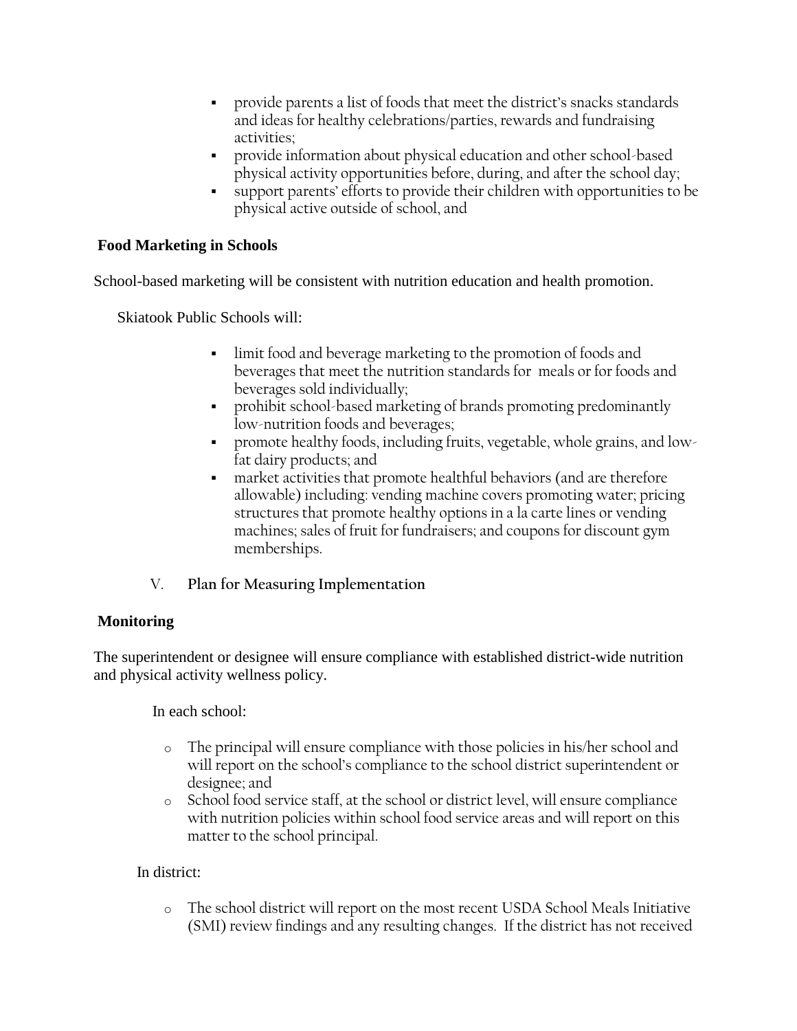- provide parents a list of foods that meet the district's snacks standards and ideas for healthy celebrations/parties, rewards and fundraising activities;
- provide information about physical education and other school-based physical activity opportunities before, during, and after the school day;
- support parents' efforts to provide their children with opportunities to be physical active outside of school, and

**Food Marketing in Schools**

School-based marketing will be consistent with nutrition education and health promotion.

Skiatook Public Schools will:

- limit food and beverage marketing to the promotion of foods and beverages that meet the nutrition standards for meals or for foods and beverages sold individually;
- prohibit school-based marketing of brands promoting predominantly low-nutrition foods and beverages;
- promote healthy foods, including fruits, vegetable, whole grains, and low-fat dairy products; and
- market activities that promote healthful behaviors (and are therefore allowable) including: vending machine covers promoting water; pricing structures that promote healthy options in a la carte lines or vending machines; sales of fruit for fundraisers; and coupons for discount gym memberships.

## V. Plan for Measuring Implementation

**Monitoring**

The superintendent or designee will ensure compliance with established district-wide nutrition and physical activity wellness policy.

In each school:

- The principal will ensure compliance with those policies in his/her school and will report on the school's compliance to the school district superintendent or designee; and
- School food service staff, at the school or district level, will ensure compliance with nutrition policies within school food service areas and will report on this matter to the school principal.

In district:

- The school district will report on the most recent USDA School Meals Initiative (SMI) review findings and any resulting changes. If the district has not received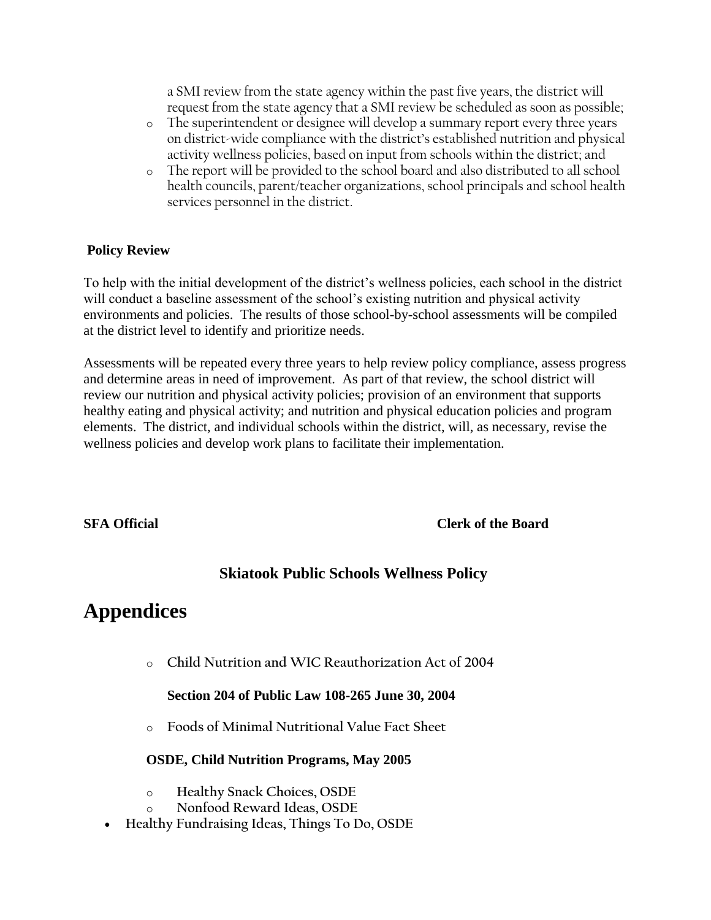a SMI review from the state agency within the past five years, the district will request from the state agency that a SMI review be scheduled as soon as possible;

- The superintendent or designee will develop a summary report every three years on district-wide compliance with the district's established nutrition and physical activity wellness policies, based on input from schools within the district; and
- The report will be provided to the school board and also distributed to all school health councils, parent/teacher organizations, school principals and school health services personnel in the district.

**Policy Review**

To help with the initial development of the district's wellness policies, each school in the district will conduct a baseline assessment of the school's existing nutrition and physical activity environments and policies. The results of those school-by-school assessments will be compiled at the district level to identify and prioritize needs.

Assessments will be repeated every three years to help review policy compliance, assess progress and determine areas in need of improvement. As part of that review, the school district will review our nutrition and physical activity policies; provision of an environment that supports healthy eating and physical activity; and nutrition and physical education policies and program elements. The district, and individual schools within the district, will, as necessary, revise the wellness policies and develop work plans to facilitate their implementation.

**SFA Official** **Clerk of the Board**

### Skiatook Public Schools Wellness Policy

# Appendices

- **Child Nutrition and WIC Reauthorization Act of 2004**

  **Section 204 of Public Law 108-265 June 30, 2004**

- **Foods of Minimal Nutritional Value Fact Sheet**

  **OSDE, Child Nutrition Programs, May 2005**

- **Healthy Snack Choices, OSDE**
- **Nonfood Reward Ideas, OSDE**
- **Healthy Fundraising Ideas, Things To Do, OSDE**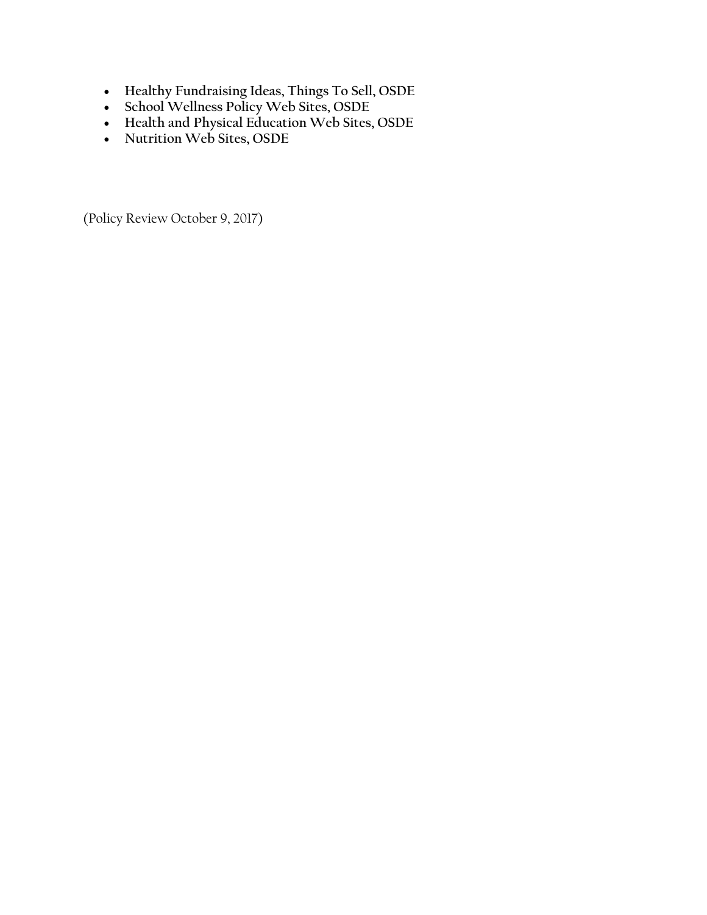- **Healthy Fundraising Ideas, Things To Sell, OSDE**
- **School Wellness Policy Web Sites, OSDE**
- **Health and Physical Education Web Sites, OSDE**
- **Nutrition Web Sites, OSDE**

(Policy Review October 9, 2017)